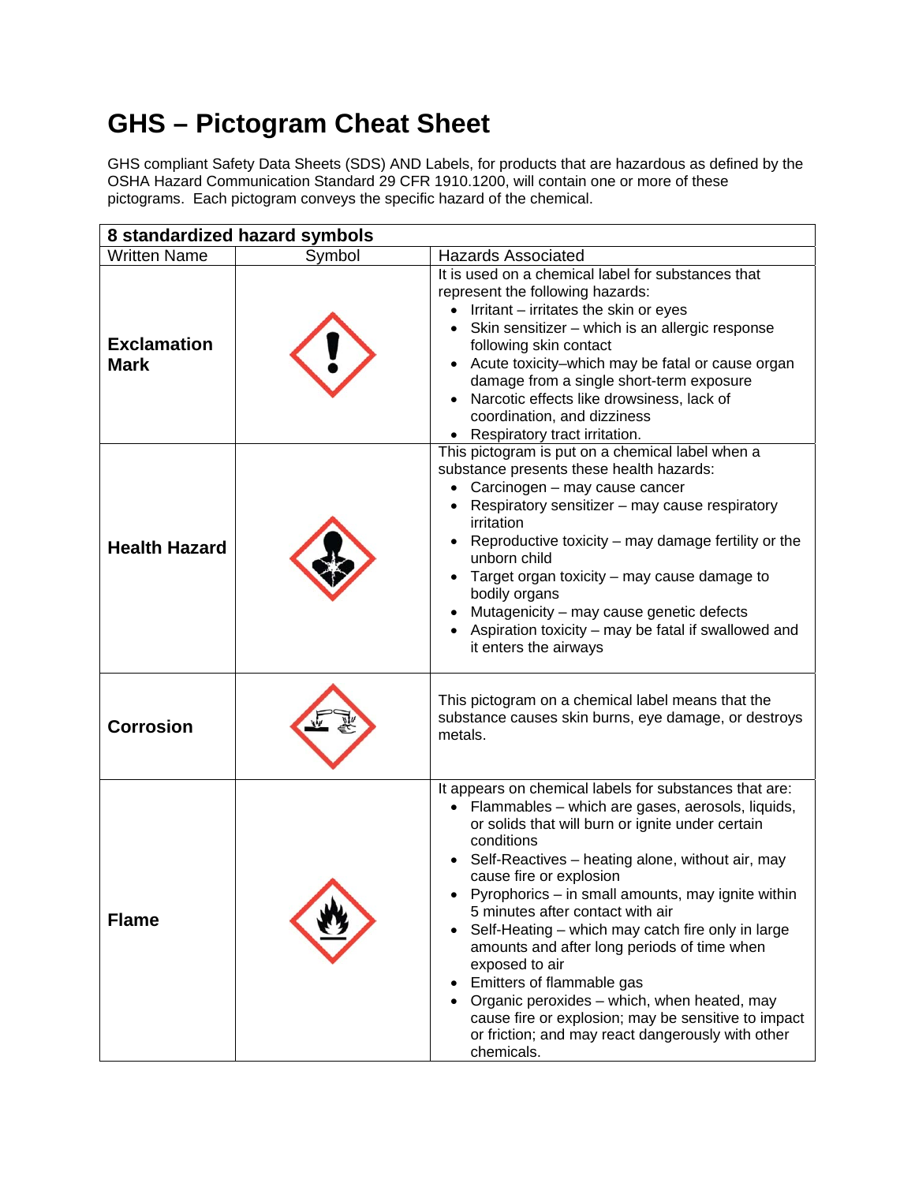# GHS – Pictogram Cheat Sheet

GHS compliant Safety Data Sheets (SDS) AND Labels, for products that are hazardous as defined by the OSHA Hazard Communication Standard 29 CFR 1910.1200, will contain one or more of these pictograms. Each pictogram conveys the specific hazard of the chemical.

| 8 standardized hazard symbols | | |
|---|---|---|
| Written Name | Symbol | Hazards Associated |
| **Exclamation Mark** | | It is used on a chemical label for substances that represent the following hazards:<br>• Irritant – irritates the skin or eyes<br>• Skin sensitizer – which is an allergic response following skin contact<br>• Acute toxicity–which may be fatal or cause organ damage from a single short-term exposure<br>• Narcotic effects like drowsiness, lack of coordination, and dizziness<br>• Respiratory tract irritation. |
| **Health Hazard** | | This pictogram is put on a chemical label when a substance presents these health hazards:<br>• Carcinogen – may cause cancer<br>• Respiratory sensitizer – may cause respiratory irritation<br>• Reproductive toxicity – may damage fertility or the unborn child<br>• Target organ toxicity – may cause damage to bodily organs<br>• Mutagenicity – may cause genetic defects<br>• Aspiration toxicity – may be fatal if swallowed and it enters the airways |
| **Corrosion** | | This pictogram on a chemical label means that the substance causes skin burns, eye damage, or destroys metals. |
| **Flame** | | It appears on chemical labels for substances that are:<br>• Flammables – which are gases, aerosols, liquids, or solids that will burn or ignite under certain conditions<br>• Self-Reactives – heating alone, without air, may cause fire or explosion<br>• Pyrophorics – in small amounts, may ignite within 5 minutes after contact with air<br>• Self-Heating – which may catch fire only in large amounts and after long periods of time when exposed to air<br>• Emitters of flammable gas<br>• Organic peroxides – which, when heated, may cause fire or explosion; may be sensitive to impact or friction; and may react dangerously with other chemicals. |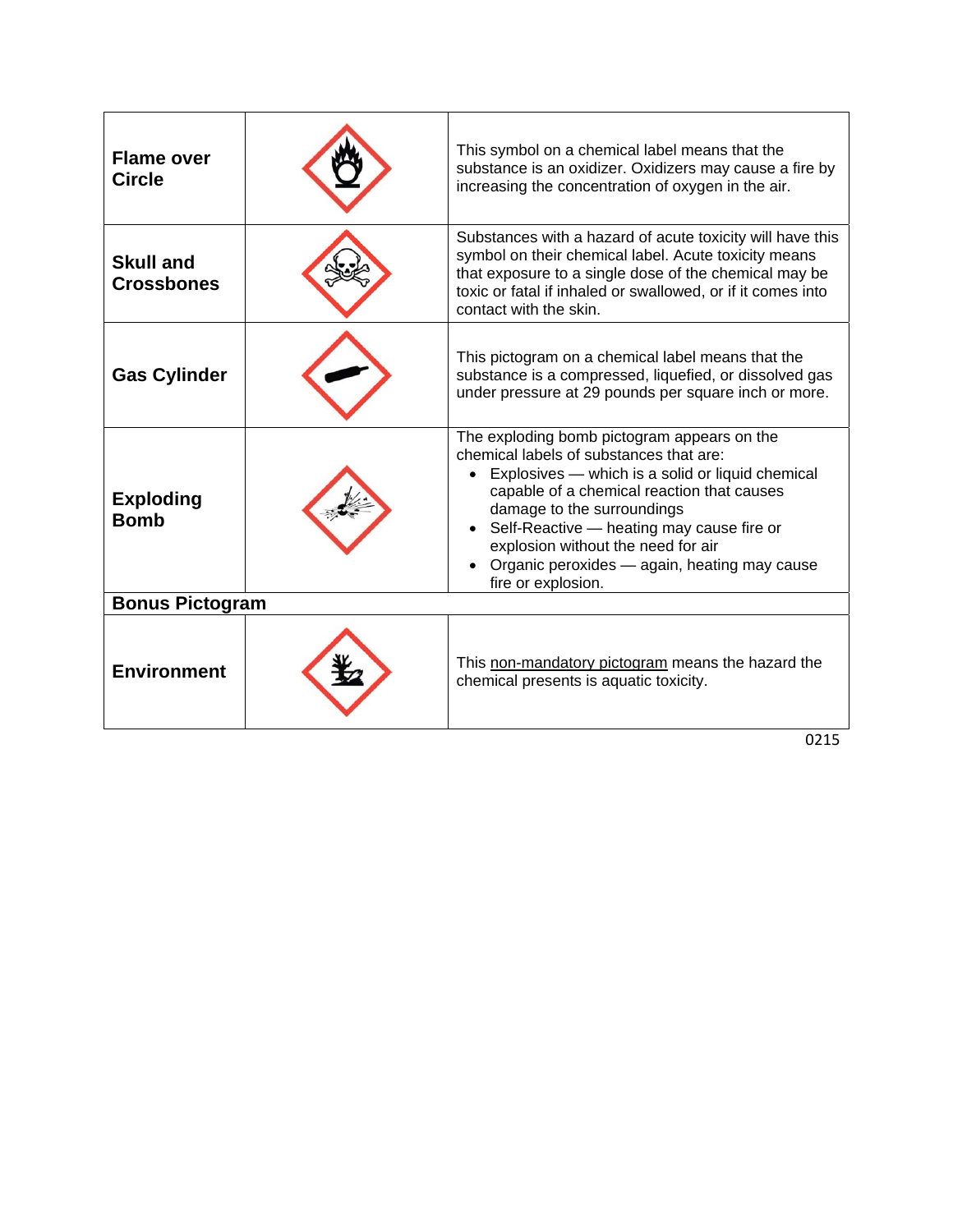| | | |
|---|---|---|
| **Flame over Circle** | | This symbol on a chemical label means that the substance is an oxidizer. Oxidizers may cause a fire by increasing the concentration of oxygen in the air. |
| **Skull and Crossbones** | | Substances with a hazard of acute toxicity will have this symbol on their chemical label. Acute toxicity means that exposure to a single dose of the chemical may be toxic or fatal if inhaled or swallowed, or if it comes into contact with the skin. |
| **Gas Cylinder** | | This pictogram on a chemical label means that the substance is a compressed, liquefied, or dissolved gas under pressure at 29 pounds per square inch or more. |
| **Exploding Bomb** | | The exploding bomb pictogram appears on the chemical labels of substances that are: • Explosives — which is a solid or liquid chemical capable of a chemical reaction that causes damage to the surroundings • Self-Reactive — heating may cause fire or explosion without the need for air • Organic peroxides — again, heating may cause fire or explosion. |
| **Bonus Pictogram** | | |
| **Environment** | | This non-mandatory pictogram means the hazard the chemical presents is aquatic toxicity. |

0215